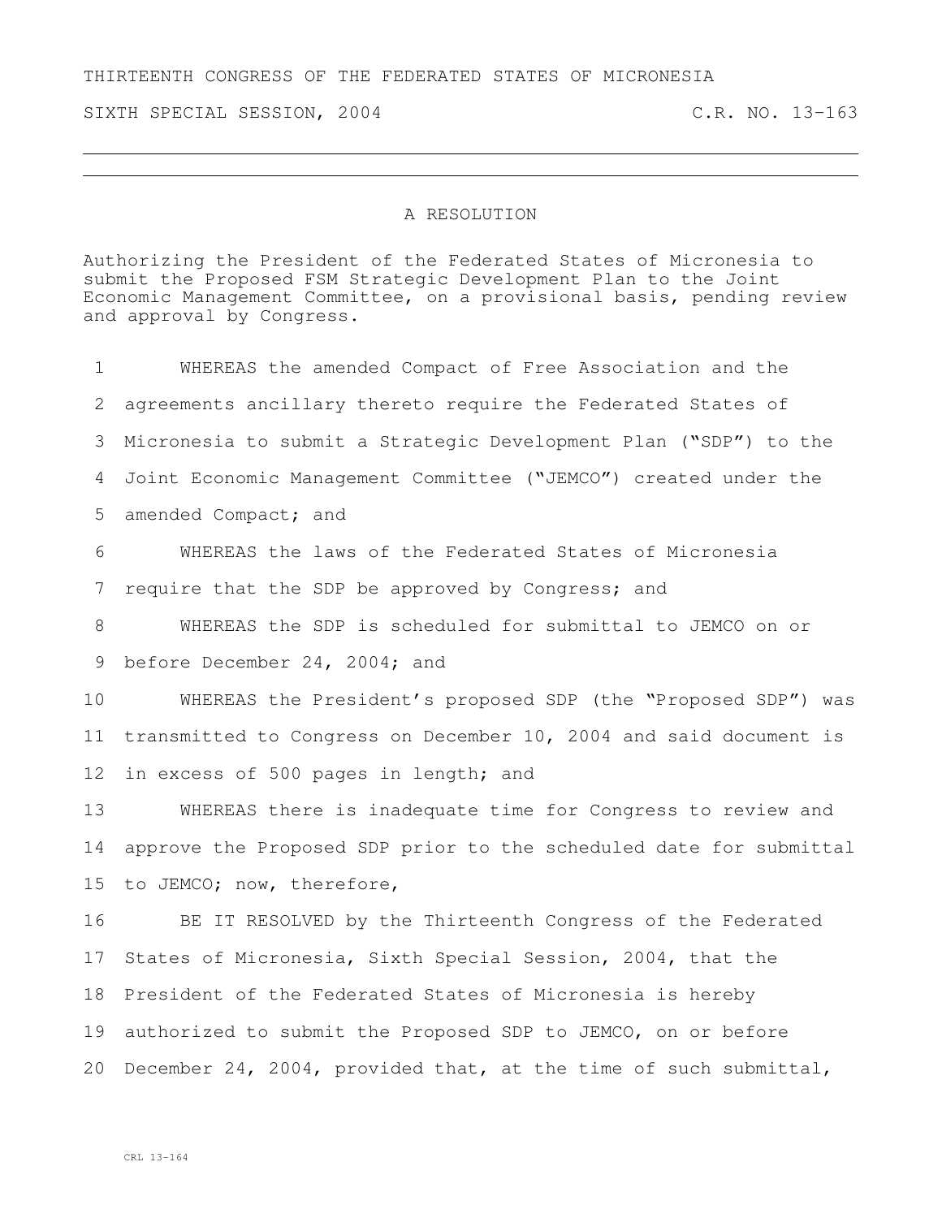THIRTEENTH CONGRESS OF THE FEDERATED STATES OF MICRONESIA

SIXTH SPECIAL SESSION, 2004 C.R. NO. 13-163

# A RESOLUTION

Authorizing the President of the Federated States of Micronesia to submit the Proposed FSM Strategic Development Plan to the Joint Economic Management Committee, on a provisional basis, pending review and approval by Congress.

WHEREAS the amended Compact of Free Association and the agreements ancillary thereto require the Federated States of Micronesia to submit a Strategic Development Plan ("SDP") to the Joint Economic Management Committee ("JEMCO") created under the amended Compact; and

WHEREAS the laws of the Federated States of Micronesia require that the SDP be approved by Congress; and

WHEREAS the SDP is scheduled for submittal to JEMCO on or before December 24, 2004; and

WHEREAS the President's proposed SDP (the "Proposed SDP") was transmitted to Congress on December 10, 2004 and said document is in excess of 500 pages in length; and

WHEREAS there is inadequate time for Congress to review and approve the Proposed SDP prior to the scheduled date for submittal to JEMCO; now, therefore,

BE IT RESOLVED by the Thirteenth Congress of the Federated States of Micronesia, Sixth Special Session, 2004, that the President of the Federated States of Micronesia is hereby authorized to submit the Proposed SDP to JEMCO, on or before December 24, 2004, provided that, at the time of such submittal,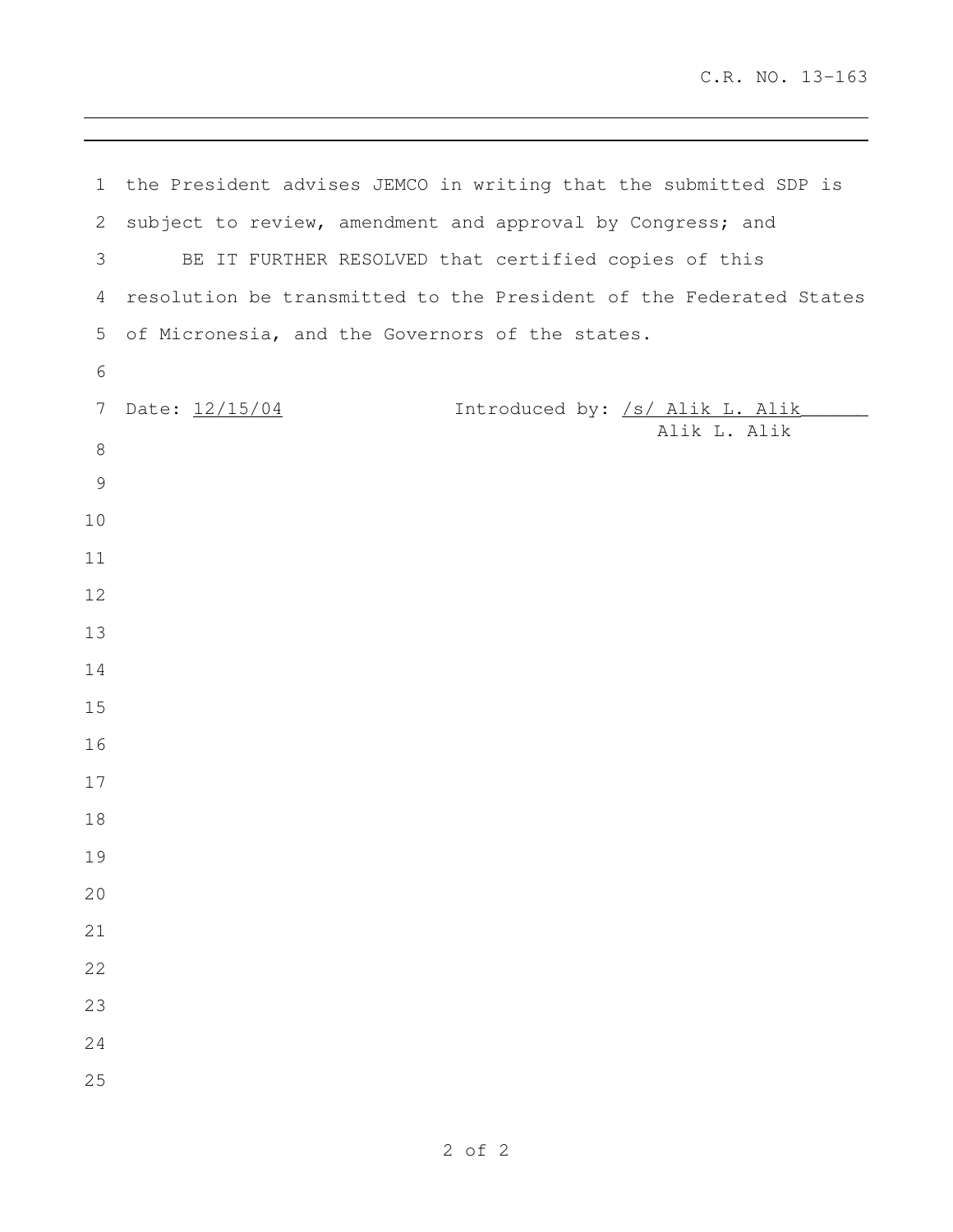the President advises JEMCO in writing that the submitted SDP is subject to review, amendment and approval by Congress; and

BE IT FURTHER RESOLVED that certified copies of this resolution be transmitted to the President of the Federated States of Micronesia, and the Governors of the states.

Date: 12/15/04

Introduced by: /s/ Alik L. Alik
Alik L. Alik